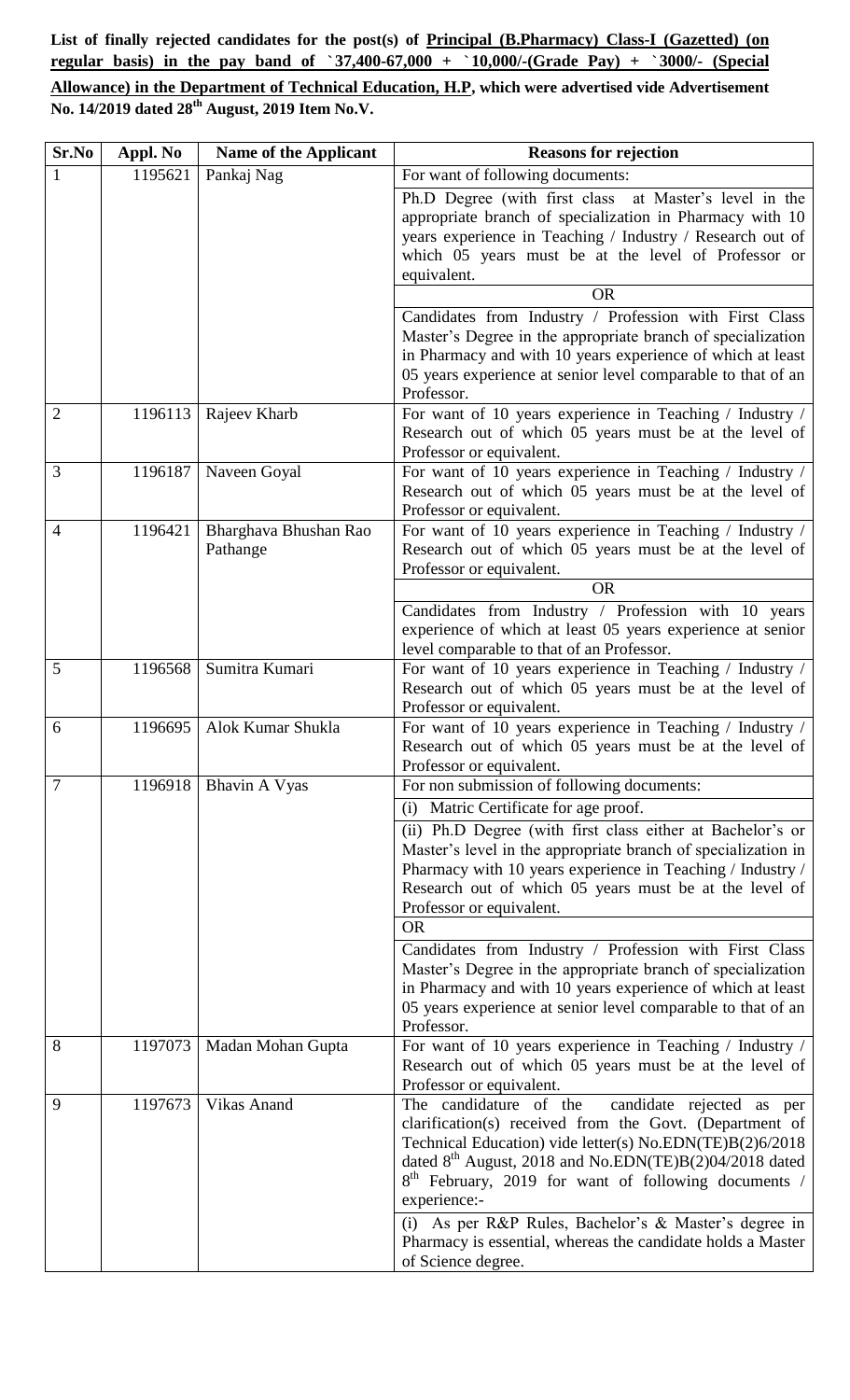**List of finally rejected candidates for the post(s) of Principal (B.Pharmacy) Class-I (Gazetted) (on regular basis) in the pay band of `37,400-67,000 + `10,000/-(Grade Pay) + `3000/- (Special Allowance) in the Department of Technical Education, H.P, which were advertised vide Advertisement No. 14/2019 dated 28th August, 2019 Item No.V.**

| Sr.No | Appl. No | Name of the Applicant | Reasons for rejection |
|---|---|---|---|
| 1 | 1195621 | Pankaj Nag | For want of following documents:<br>Ph.D Degree (with first class at Master's level in the appropriate branch of specialization in Pharmacy with 10 years experience in Teaching / Industry / Research out of which 05 years must be at the level of Professor or equivalent.<br>OR<br>Candidates from Industry / Profession with First Class Master's Degree in the appropriate branch of specialization in Pharmacy and with 10 years experience of which at least 05 years experience at senior level comparable to that of an Professor. |
| 2 | 1196113 | Rajeev Kharb | For want of 10 years experience in Teaching / Industry / Research out of which 05 years must be at the level of Professor or equivalent. |
| 3 | 1196187 | Naveen Goyal | For want of 10 years experience in Teaching / Industry / Research out of which 05 years must be at the level of Professor or equivalent. |
| 4 | 1196421 | Bharghava Bhushan Rao Pathange | For want of 10 years experience in Teaching / Industry / Research out of which 05 years must be at the level of Professor or equivalent.<br>OR<br>Candidates from Industry / Profession with 10 years experience of which at least 05 years experience at senior level comparable to that of an Professor. |
| 5 | 1196568 | Sumitra Kumari | For want of 10 years experience in Teaching / Industry / Research out of which 05 years must be at the level of Professor or equivalent. |
| 6 | 1196695 | Alok Kumar Shukla | For want of 10 years experience in Teaching / Industry / Research out of which 05 years must be at the level of Professor or equivalent. |
| 7 | 1196918 | Bhavin A Vyas | For non submission of following documents:<br>(i) Matric Certificate for age proof.<br>(ii) Ph.D Degree (with first class either at Bachelor's or Master's level in the appropriate branch of specialization in Pharmacy with 10 years experience in Teaching / Industry / Research out of which 05 years must be at the level of Professor or equivalent.<br>OR<br>Candidates from Industry / Profession with First Class Master's Degree in the appropriate branch of specialization in Pharmacy and with 10 years experience of which at least 05 years experience at senior level comparable to that of an Professor. |
| 8 | 1197073 | Madan Mohan Gupta | For want of 10 years experience in Teaching / Industry / Research out of which 05 years must be at the level of Professor or equivalent. |
| 9 | 1197673 | Vikas Anand | The candidature of the candidate rejected as per clarification(s) received from the Govt. (Department of Technical Education) vide letter(s) No.EDN(TE)B(2)6/2018 dated 8th August, 2018 and No.EDN(TE)B(2)04/2018 dated 8th February, 2019 for want of following documents / experience:-<br>(i) As per R&P Rules, Bachelor's & Master's degree in Pharmacy is essential, whereas the candidate holds a Master of Science degree. |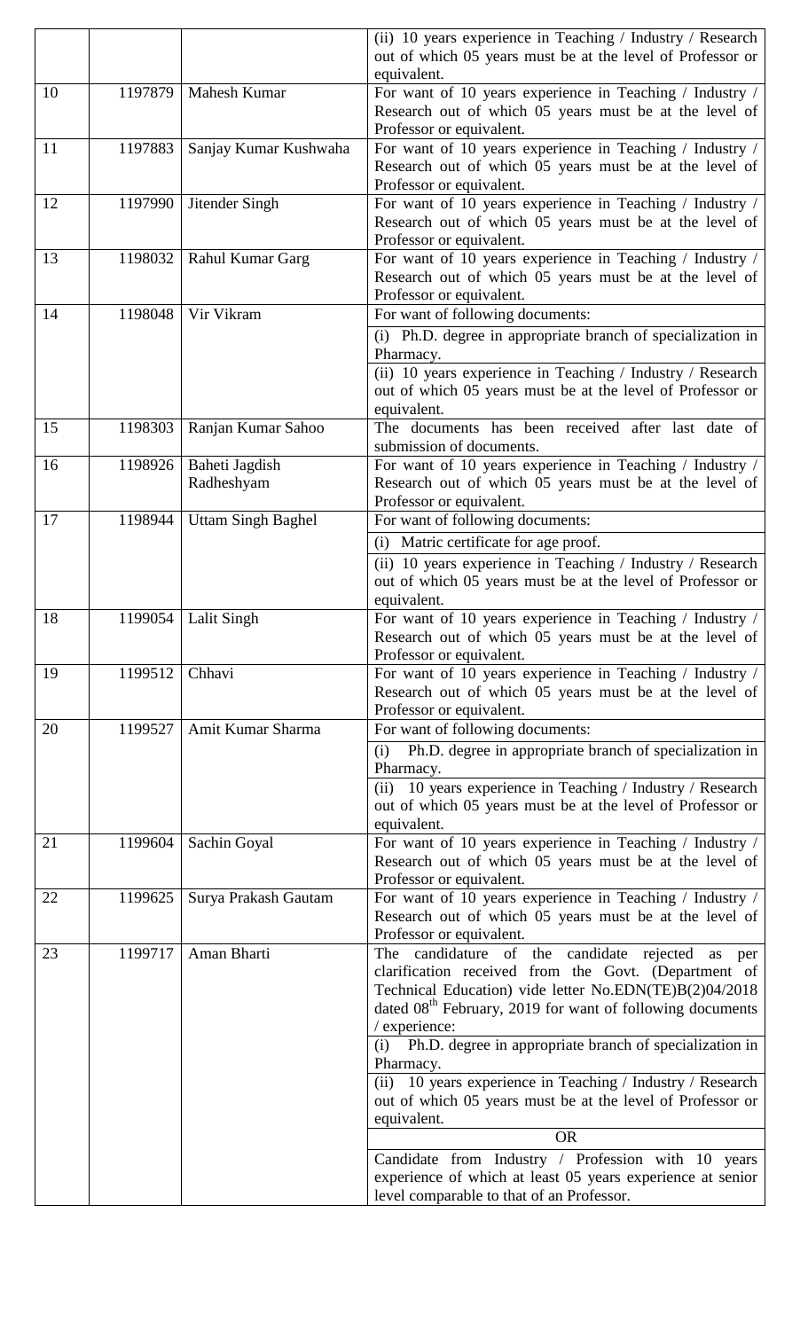| | | | |
|---|---|---|---|
| | | | (ii) 10 years experience in Teaching / Industry / Research out of which 05 years must be at the level of Professor or equivalent. |
| 10 | 1197879 | Mahesh Kumar | For want of 10 years experience in Teaching / Industry / Research out of which 05 years must be at the level of Professor or equivalent. |
| 11 | 1197883 | Sanjay Kumar Kushwaha | For want of 10 years experience in Teaching / Industry / Research out of which 05 years must be at the level of Professor or equivalent. |
| 12 | 1197990 | Jitender Singh | For want of 10 years experience in Teaching / Industry / Research out of which 05 years must be at the level of Professor or equivalent. |
| 13 | 1198032 | Rahul Kumar Garg | For want of 10 years experience in Teaching / Industry / Research out of which 05 years must be at the level of Professor or equivalent. |
| 14 | 1198048 | Vir Vikram | For want of following documents:<br>(i) Ph.D. degree in appropriate branch of specialization in Pharmacy.<br>(ii) 10 years experience in Teaching / Industry / Research out of which 05 years must be at the level of Professor or equivalent. |
| 15 | 1198303 | Ranjan Kumar Sahoo | The documents has been received after last date of submission of documents. |
| 16 | 1198926 | Baheti Jagdish Radheshyam | For want of 10 years experience in Teaching / Industry / Research out of which 05 years must be at the level of Professor or equivalent. |
| 17 | 1198944 | Uttam Singh Baghel | For want of following documents:<br>(i) Matric certificate for age proof.<br>(ii) 10 years experience in Teaching / Industry / Research out of which 05 years must be at the level of Professor or equivalent. |
| 18 | 1199054 | Lalit Singh | For want of 10 years experience in Teaching / Industry / Research out of which 05 years must be at the level of Professor or equivalent. |
| 19 | 1199512 | Chhavi | For want of 10 years experience in Teaching / Industry / Research out of which 05 years must be at the level of Professor or equivalent. |
| 20 | 1199527 | Amit Kumar Sharma | For want of following documents:<br>(i) Ph.D. degree in appropriate branch of specialization in Pharmacy.<br>(ii) 10 years experience in Teaching / Industry / Research out of which 05 years must be at the level of Professor or equivalent. |
| 21 | 1199604 | Sachin Goyal | For want of 10 years experience in Teaching / Industry / Research out of which 05 years must be at the level of Professor or equivalent. |
| 22 | 1199625 | Surya Prakash Gautam | For want of 10 years experience in Teaching / Industry / Research out of which 05 years must be at the level of Professor or equivalent. |
| 23 | 1199717 | Aman Bharti | The candidature of the candidate rejected as per clarification received from the Govt. (Department of Technical Education) vide letter No.EDN(TE)B(2)04/2018 dated 08th February, 2019 for want of following documents / experience:<br>(i) Ph.D. degree in appropriate branch of specialization in Pharmacy.<br>(ii) 10 years experience in Teaching / Industry / Research out of which 05 years must be at the level of Professor or equivalent.<br>OR<br>Candidate from Industry / Profession with 10 years experience of which at least 05 years experience at senior level comparable to that of an Professor. |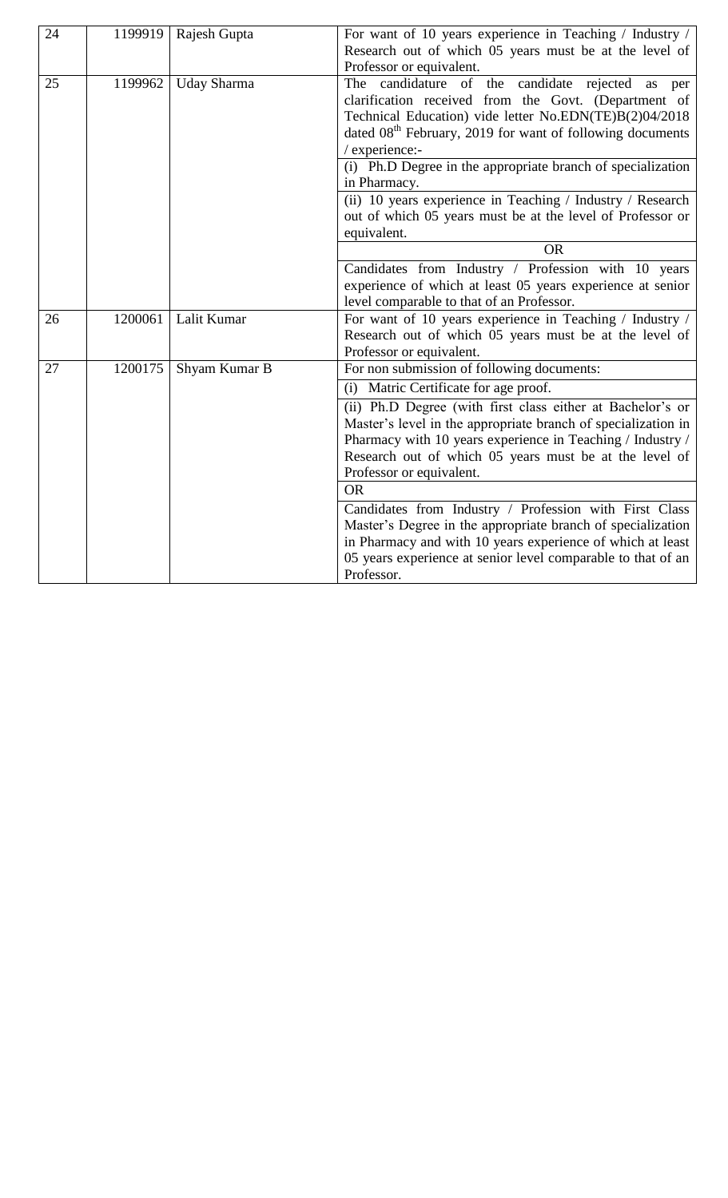| | | | |
|---|---|---|---|
| 24 | 1199919 | Rajesh Gupta | For want of 10 years experience in Teaching / Industry / Research out of which 05 years must be at the level of Professor or equivalent. |
| 25 | 1199962 | Uday Sharma | The candidature of the candidate rejected as per clarification received from the Govt. (Department of Technical Education) vide letter No.EDN(TE)B(2)04/2018 dated 08th February, 2019 for want of following documents / experience:-<br>(i) Ph.D Degree in the appropriate branch of specialization in Pharmacy.<br>(ii) 10 years experience in Teaching / Industry / Research out of which 05 years must be at the level of Professor or equivalent.<br>OR<br>Candidates from Industry / Profession with 10 years experience of which at least 05 years experience at senior level comparable to that of an Professor. |
| 26 | 1200061 | Lalit Kumar | For want of 10 years experience in Teaching / Industry / Research out of which 05 years must be at the level of Professor or equivalent. |
| 27 | 1200175 | Shyam Kumar B | For non submission of following documents:<br>(i) Matric Certificate for age proof.<br>(ii) Ph.D Degree (with first class either at Bachelor's or Master's level in the appropriate branch of specialization in Pharmacy with 10 years experience in Teaching / Industry / Research out of which 05 years must be at the level of Professor or equivalent.<br>OR<br>Candidates from Industry / Profession with First Class Master's Degree in the appropriate branch of specialization in Pharmacy and with 10 years experience of which at least 05 years experience at senior level comparable to that of an Professor. |